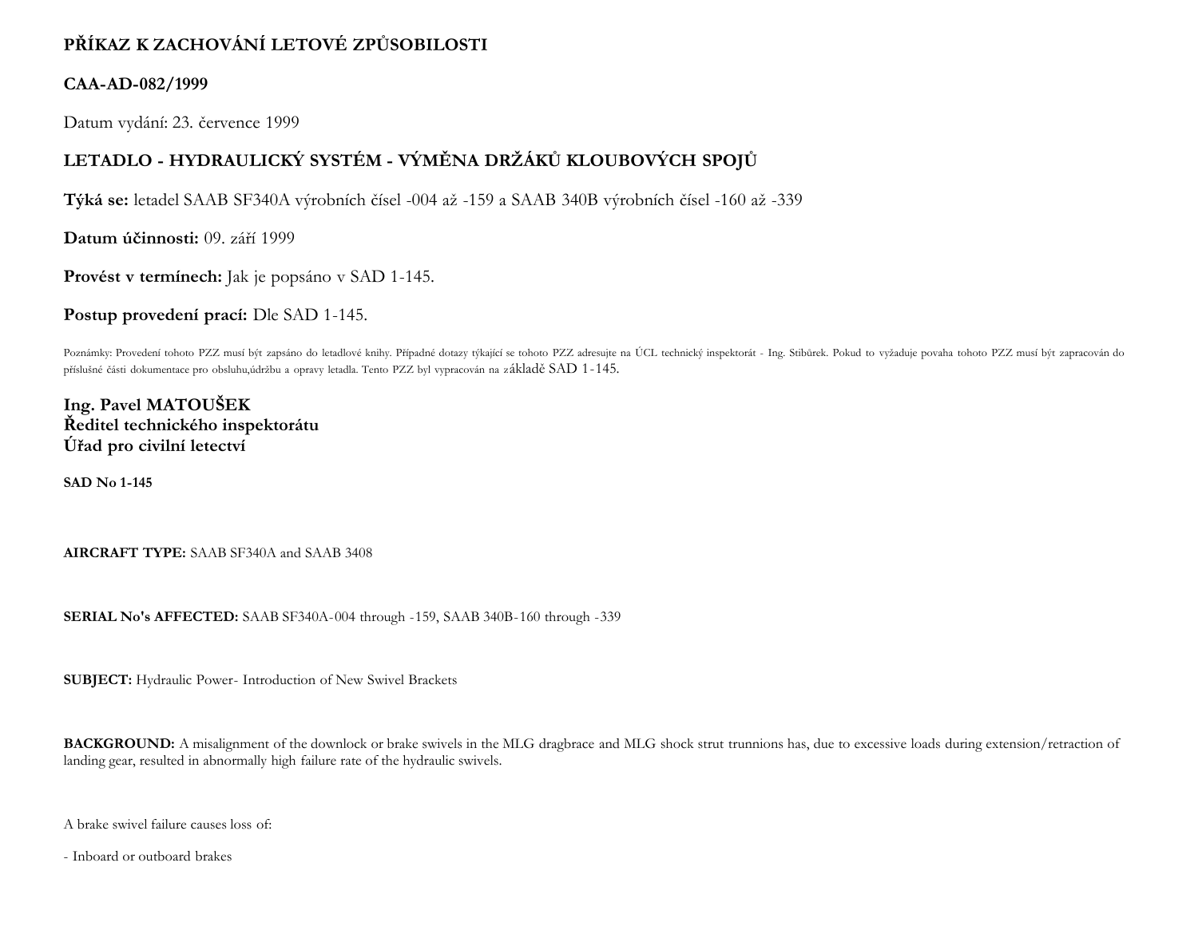**PŘÍKAZ K ZACHOVÁNÍ LETOVÉ ZPŮSOBILOSTI**

**CAA-AD-082/1999**

Datum vydání: 23. července 1999

**LETADLO - HYDRAULICKÝ SYSTÉM - VÝMĚNA DRŽÁKŮ KLOUBOVÝCH SPOJŮ**

**Týká se:** letadel SAAB SF340A výrobních čísel -004 až -159 a SAAB 340B výrobních čísel -160 až -339

**Datum účinnosti:** 09. září 1999

**Provést v termínech:** Jak je popsáno v SAD 1-145.

**Postup provedení prací:** Dle SAD 1-145.

Poznámky: Provedení tohoto PZZ musí být zapsáno do letadlové knihy. Případné dotazy týkající se tohoto PZZ adresujte na ÚCL technický inspektorát - Ing. Stibůrek. Pokud to vyžaduje povaha tohoto PZZ musí být zapracován do příslušné části dokumentace pro obsluhu,údržbu a opravy letadla. Tento PZZ byl vypracován na základě SAD 1-145.

**Ing. Pavel MATOUŠEK**
**Ředitel technického inspektorátu**
**Úřad pro civilní letectví**

**SAD No 1-145**

**AIRCRAFT TYPE:** SAAB SF340A and SAAB 3408

**SERIAL No's AFFECTED:** SAAB SF340A-004 through -159, SAAB 340B-160 through -339

**SUBJECT:** Hydraulic Power- Introduction of New Swivel Brackets

**BACKGROUND:** A misalignment of the downlock or brake swivels in the MLG dragbrace and MLG shock strut trunnions has, due to excessive loads during extension/retraction of landing gear, resulted in abnormally high failure rate of the hydraulic swivels.

A brake swivel failure causes loss of:

- Inboard or outboard brakes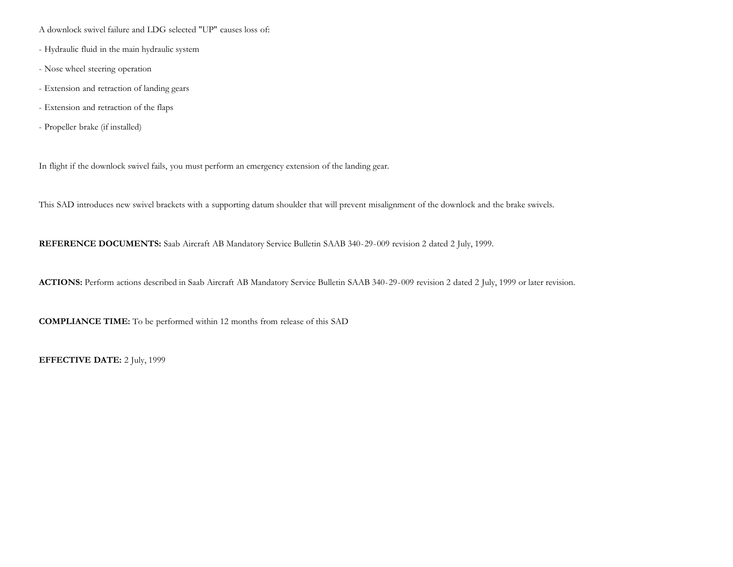A downlock swivel failure and LDG selected "UP" causes loss of:

- Hydraulic fluid in the main hydraulic system
- Nose wheel steering operation
- Extension and retraction of landing gears
- Extension and retraction of the flaps
- Propeller brake (if installed)

In flight if the downlock swivel fails, you must perform an emergency extension of the landing gear.

This SAD introduces new swivel brackets with a supporting datum shoulder that will prevent misalignment of the downlock and the brake swivels.

**REFERENCE DOCUMENTS:** Saab Aircraft AB Mandatory Service Bulletin SAAB 340-29-009 revision 2 dated 2 July, 1999.

**ACTIONS:** Perform actions described in Saab Aircraft AB Mandatory Service Bulletin SAAB 340-29-009 revision 2 dated 2 July, 1999 or later revision.

**COMPLIANCE TIME:** To be performed within 12 months from release of this SAD

**EFFECTIVE DATE:** 2 July, 1999